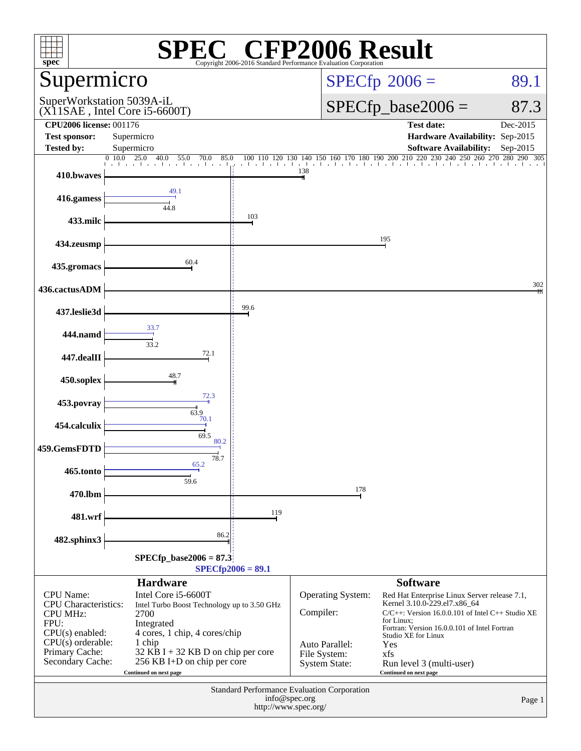# SPEC® CFP2006 Result

Copyright 2006-2016 Standard Performance Evaluation Corporation

## Supermicro

SuperWorkstation 5039A-iL
(X11SAE , Intel Core i5-6600T)

SPECfp 2006 = 89.1

SPECfp_base2006 = 87.3

| | | | |
|---|---|---|---|
| **CPU2006 license:** 001176 | | **Test date:** | Dec-2015 |
| **Test sponsor:** | Supermicro | **Hardware Availability:** | Sep-2015 |
| **Tested by:** | Supermicro | **Software Availability:** | Sep-2015 |

| Benchmark | Base | Peak |
|---|---|---|
| 410.bwaves | 138 | |
| 416.gamess | 44.8 | 49.1 |
| 433.milc | 103 | |
| 434.zeusmp | 195 | |
| 435.gromacs | 60.4 | |
| 436.cactusADM | 302 | |
| 437.leslie3d | 99.6 | |
| 444.namd | 33.2 | 33.7 |
| 447.dealII | 72.1 | |
| 450.soplex | 48.7 | |
| 453.povray | 63.9 | 72.3 |
| 454.calculix | 69.5 | 70.1 |
| 459.GemsFDTD | 78.7 | 80.2 |
| 465.tonto | 59.6 | 65.2 |
| 470.lbm | 178 | |
| 481.wrf | 119 | |
| 482.sphinx3 | 86.2 | |

SPECfp_base2006 = 87.3

SPECfp2006 = 89.1

### Hardware

| | |
|---|---|
| CPU Name: | Intel Core i5-6600T |
| CPU Characteristics: | Intel Turbo Boost Technology up to 3.50 GHz |
| CPU MHz: | 2700 |
| FPU: | Integrated |
| CPU(s) enabled: | 4 cores, 1 chip, 4 cores/chip |
| CPU(s) orderable: | 1 chip |
| Primary Cache: | 32 KB I + 32 KB D on chip per core |
| Secondary Cache: | 256 KB I+D on chip per core |

Continued on next page

### Software

| | |
|---|---|
| Operating System: | Red Hat Enterprise Linux Server release 7.1, Kernel 3.10.0-229.el7.x86_64 |
| Compiler: | C/C++: Version 16.0.0.101 of Intel C++ Studio XE for Linux; Fortran: Version 16.0.0.101 of Intel Fortran Studio XE for Linux |
| Auto Parallel: | Yes |
| File System: | xfs |
| System State: | Run level 3 (multi-user) |

Continued on next page

Standard Performance Evaluation Corporation
info@spec.org
http://www.spec.org/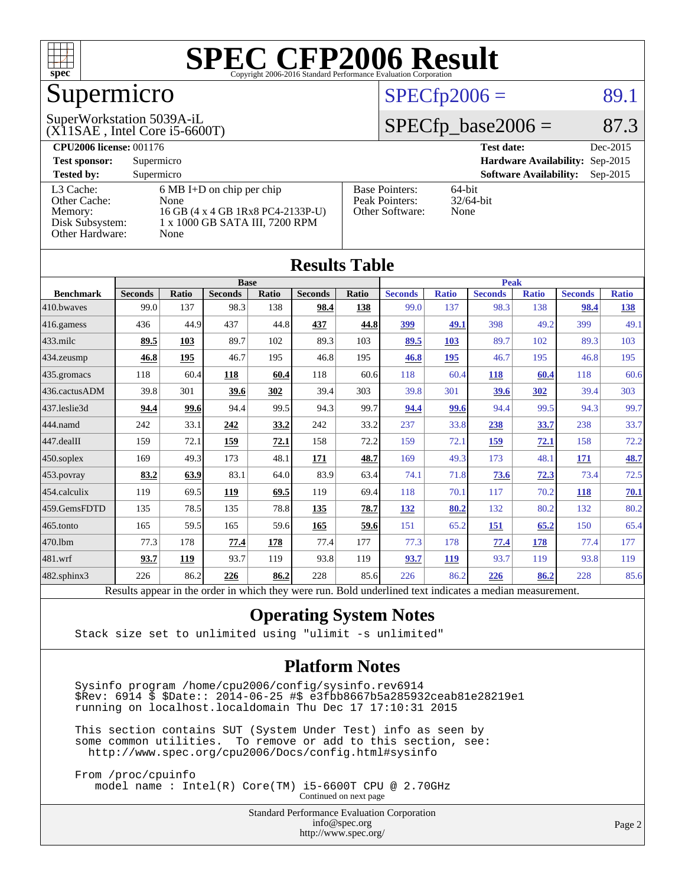# SPEC CFP2006 Result

Copyright 2006-2016 Standard Performance Evaluation Corporation

## Supermicro

SuperWorkstation 5039A-iL
(X11SAE , Intel Core i5-6600T)

SPECfp2006 = 89.1

SPECfp_base2006 = 87.3

**CPU2006 license:** 001176

**Test sponsor:** Supermicro

**Tested by:** Supermicro

**Test date:** Dec-2015

**Hardware Availability:** Sep-2015

**Software Availability:** Sep-2015

| | |
|---|---|
| L3 Cache: | 6 MB I+D on chip per chip |
| Other Cache: | None |
| Memory: | 16 GB (4 x 4 GB 1Rx8 PC4-2133P-U) |
| Disk Subsystem: | 1 x 1000 GB SATA III, 7200 RPM |
| Other Hardware: | None |

| | |
|---|---|
| Base Pointers: | 64-bit |
| Peak Pointers: | 32/64-bit |
| Other Software: | None |

## Results Table

| | Base | | | | | | Peak | | | | | |
|---|---|---|---|---|---|---|---|---|---|---|---|---|
| **Benchmark** | **Seconds** | **Ratio** | **Seconds** | **Ratio** | **Seconds** | **Ratio** | **Seconds** | **Ratio** | **Seconds** | **Ratio** | **Seconds** | **Ratio** |
| 410.bwaves | 99.0 | 137 | 98.3 | 138 | **98.4** | **138** | 99.0 | 137 | 98.3 | 138 | **98.4** | **138** |
| 416.gamess | 436 | 44.9 | 437 | 44.8 | **437** | **44.8** | **399** | **49.1** | 398 | 49.2 | 399 | 49.1 |
| 433.milc | **89.5** | **103** | 89.7 | 102 | 89.3 | 103 | **89.5** | **103** | 89.7 | 102 | 89.3 | 103 |
| 434.zeusmp | **46.8** | **195** | 46.7 | 195 | 46.8 | 195 | **46.8** | **195** | 46.7 | 195 | 46.8 | 195 |
| 435.gromacs | 118 | 60.4 | **118** | **60.4** | 118 | 60.6 | 118 | 60.4 | **118** | **60.4** | 118 | 60.6 |
| 436.cactusADM | 39.8 | 301 | **39.6** | **302** | 39.4 | 303 | 39.8 | 301 | **39.6** | **302** | 39.4 | 303 |
| 437.leslie3d | **94.4** | **99.6** | 94.4 | 99.5 | 94.3 | 99.7 | **94.4** | **99.6** | 94.4 | 99.5 | 94.3 | 99.7 |
| 444.namd | 242 | 33.1 | **242** | **33.2** | 242 | 33.2 | 237 | 33.8 | **238** | **33.7** | 238 | 33.7 |
| 447.dealII | 159 | 72.1 | **159** | **72.1** | 158 | 72.2 | 159 | 72.1 | **159** | **72.1** | 158 | 72.2 |
| 450.soplex | 169 | 49.3 | 173 | 48.1 | **171** | **48.7** | 169 | 49.3 | 173 | 48.1 | **171** | **48.7** |
| 453.povray | **83.2** | **63.9** | 83.1 | 64.0 | 83.9 | 63.4 | 74.1 | 71.8 | **73.6** | **72.3** | 73.4 | 72.5 |
| 454.calculix | 119 | 69.5 | **119** | **69.5** | 119 | 69.4 | 118 | 70.1 | 117 | 70.2 | **118** | **70.1** |
| 459.GemsFDTD | 135 | 78.5 | 135 | 78.8 | **135** | **78.7** | **132** | **80.2** | 132 | 80.2 | 132 | 80.2 |
| 465.tonto | 165 | 59.5 | 165 | 59.6 | **165** | **59.6** | 151 | 65.2 | **151** | **65.2** | 150 | 65.4 |
| 470.lbm | 77.3 | 178 | **77.4** | **178** | 77.4 | 177 | 77.3 | 178 | **77.4** | **178** | 77.4 | 177 |
| 481.wrf | **93.7** | **119** | 93.7 | 119 | 93.8 | 119 | **93.7** | **119** | 93.7 | 119 | 93.8 | 119 |
| 482.sphinx3 | 226 | 86.2 | **226** | **86.2** | 228 | 85.6 | 226 | 86.2 | **226** | **86.2** | 228 | 85.6 |

Results appear in the order in which they were run. Bold underlined text indicates a median measurement.

## Operating System Notes

```
Stack size set to unlimited using "ulimit -s unlimited"
```

## Platform Notes

```
Sysinfo program /home/cpu2006/config/sysinfo.rev6914
$Rev: 6914 $ $Date:: 2014-06-25 #$ e3fbb8667b5a285932ceab81e28219e1
running on localhost.localdomain Thu Dec 17 17:10:31 2015

This section contains SUT (System Under Test) info as seen by
some common utilities.  To remove or add to this section, see:
  http://www.spec.org/cpu2006/Docs/config.html#sysinfo

From /proc/cpuinfo
   model name : Intel(R) Core(TM) i5-6600T CPU @ 2.70GHz
```

Continued on next page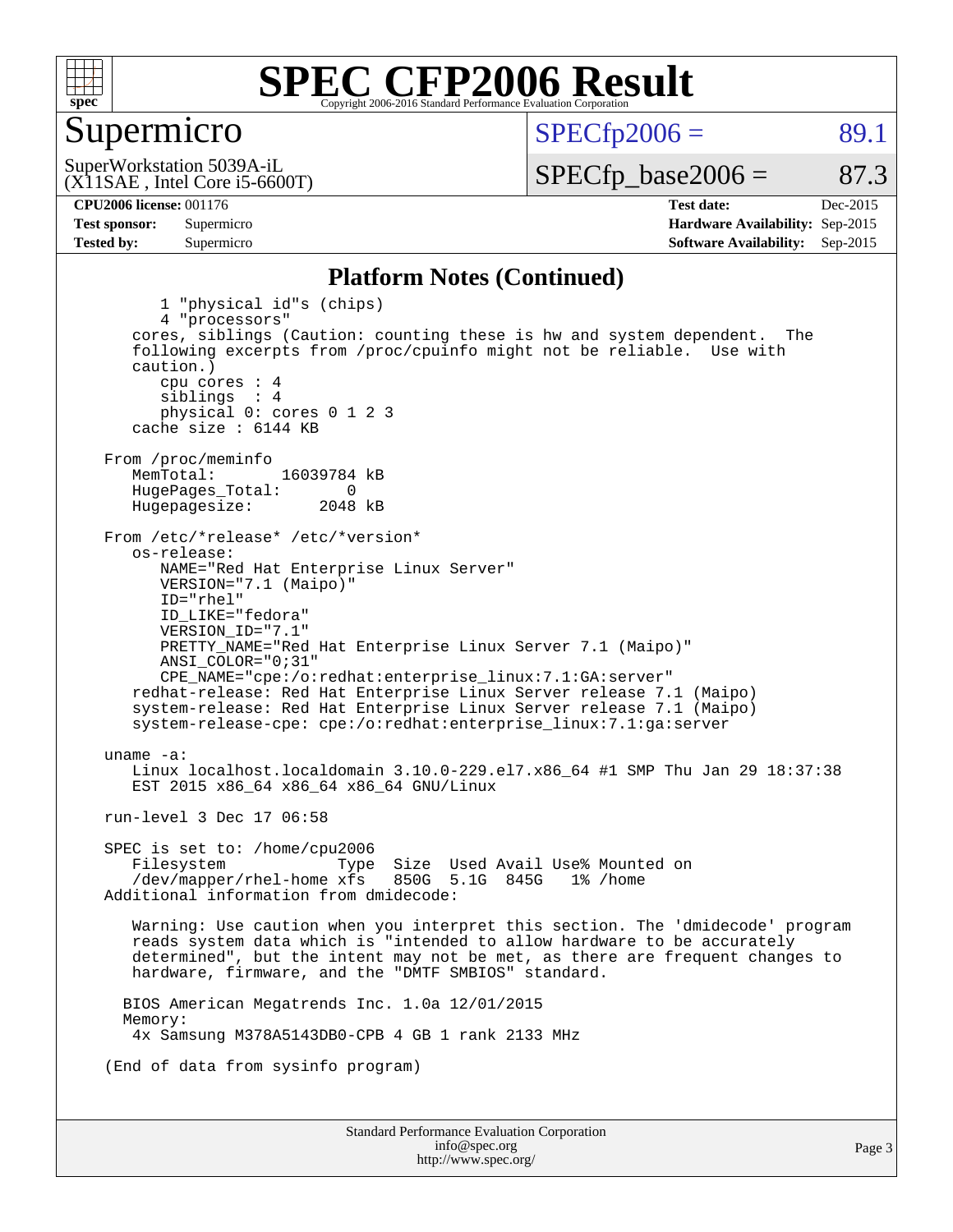# SPEC CFP2006 Result

Copyright 2006-2016 Standard Performance Evaluation Corporation

## Supermicro

SuperWorkstation 5039A-iL
(X11SAE , Intel Core i5-6600T)

SPECfp2006 = 89.1

SPECfp_base2006 = 87.3

| | | | |
|---|---|---|---|
| **CPU2006 license:** 001176 | | **Test date:** | Dec-2015 |
| **Test sponsor:** | Supermicro | **Hardware Availability:** | Sep-2015 |
| **Tested by:** | Supermicro | **Software Availability:** | Sep-2015 |

### Platform Notes (Continued)

```
        1 "physical id"s (chips)
        4 "processors"
     cores, siblings (Caution: counting these is hw and system dependent.  The
     following excerpts from /proc/cpuinfo might not be reliable.  Use with
     caution.)
        cpu cores : 4
        siblings  : 4
        physical 0: cores 0 1 2 3
     cache size : 6144 KB

  From /proc/meminfo
     MemTotal:       16039784 kB
     HugePages_Total:       0
     Hugepagesize:       2048 kB

  From /etc/*release* /etc/*version*
     os-release:
        NAME="Red Hat Enterprise Linux Server"
        VERSION="7.1 (Maipo)"
        ID="rhel"
        ID_LIKE="fedora"
        VERSION_ID="7.1"
        PRETTY_NAME="Red Hat Enterprise Linux Server 7.1 (Maipo)"
        ANSI_COLOR="0;31"
        CPE_NAME="cpe:/o:redhat:enterprise_linux:7.1:GA:server"
     redhat-release: Red Hat Enterprise Linux Server release 7.1 (Maipo)
     system-release: Red Hat Enterprise Linux Server release 7.1 (Maipo)
     system-release-cpe: cpe:/o:redhat:enterprise_linux:7.1:ga:server

  uname -a:
     Linux localhost.localdomain 3.10.0-229.el7.x86_64 #1 SMP Thu Jan 29 18:37:38
     EST 2015 x86_64 x86_64 x86_64 GNU/Linux

  run-level 3 Dec 17 06:58

  SPEC is set to: /home/cpu2006
     Filesystem            Type  Size  Used Avail Use% Mounted on
     /dev/mapper/rhel-home xfs   850G  5.1G  845G   1% /home
  Additional information from dmidecode:

     Warning: Use caution when you interpret this section. The 'dmidecode' program
     reads system data which is "intended to allow hardware to be accurately
     determined", but the intent may not be met, as there are frequent changes to
     hardware, firmware, and the "DMTF SMBIOS" standard.

    BIOS American Megatrends Inc. 1.0a 12/01/2015
    Memory:
     4x Samsung M378A5143DB0-CPB 4 GB 1 rank 2133 MHz

  (End of data from sysinfo program)
```

Standard Performance Evaluation Corporation
info@spec.org
http://www.spec.org/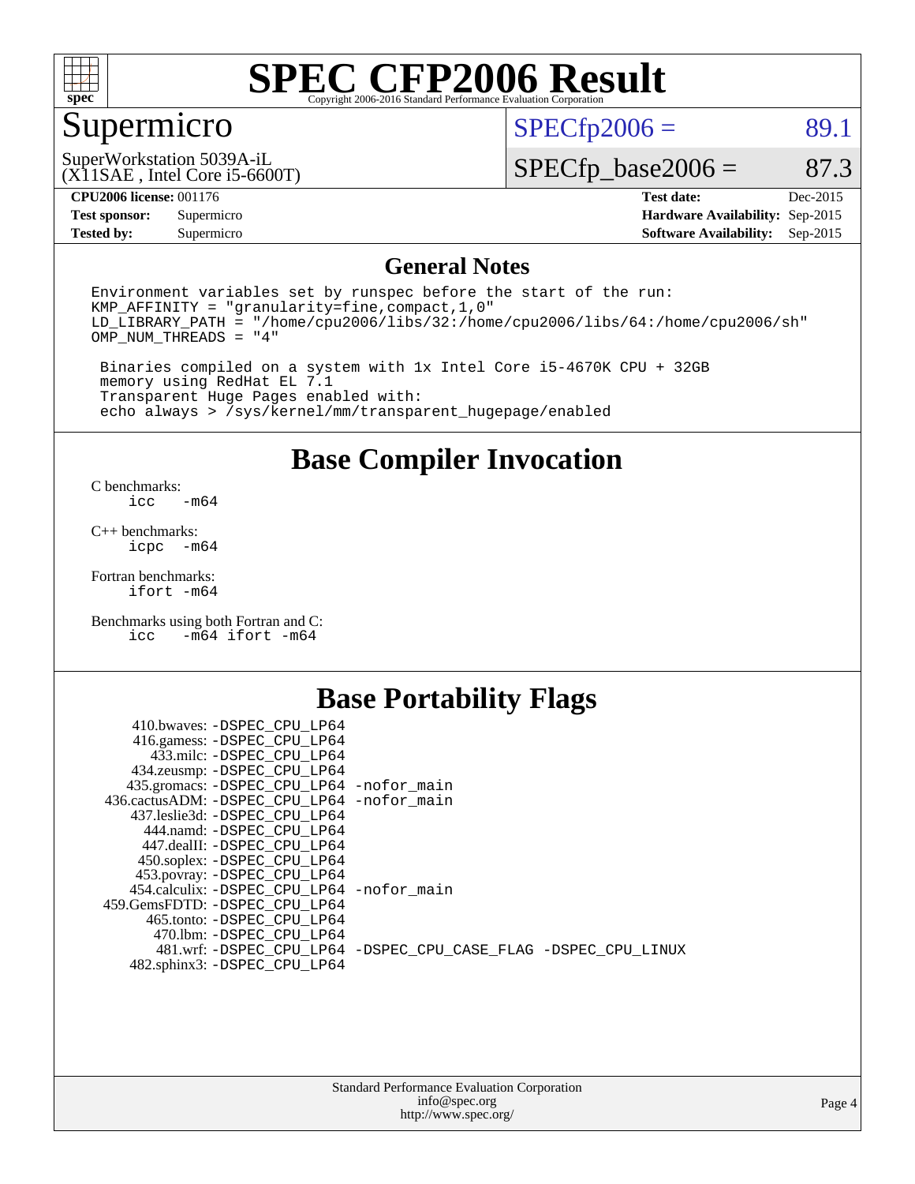# SPEC CFP2006 Result

Copyright 2006-2016 Standard Performance Evaluation Corporation

## Supermicro

SuperWorkstation 5039A-iL
(X11SAE , Intel Core i5-6600T)

SPECfp2006 = 89.1

SPECfp_base2006 = 87.3

| | | | |
|---|---|---|---|
| **CPU2006 license:** | 001176 | **Test date:** | Dec-2015 |
| **Test sponsor:** | Supermicro | **Hardware Availability:** | Sep-2015 |
| **Tested by:** | Supermicro | **Software Availability:** | Sep-2015 |

## General Notes

```
Environment variables set by runspec before the start of the run:
KMP_AFFINITY = "granularity=fine,compact,1,0"
LD_LIBRARY_PATH = "/home/cpu2006/libs/32:/home/cpu2006/libs/64:/home/cpu2006/sh"
OMP_NUM_THREADS = "4"

 Binaries compiled on a system with 1x Intel Core i5-4670K CPU + 32GB
 memory using RedHat EL 7.1
 Transparent Huge Pages enabled with:
 echo always > /sys/kernel/mm/transparent_hugepage/enabled
```

## Base Compiler Invocation

C benchmarks:
```
icc   -m64
```

C++ benchmarks:
```
icpc  -m64
```

Fortran benchmarks:
```
ifort -m64
```

Benchmarks using both Fortran and C:
```
icc   -m64 ifort -m64
```

## Base Portability Flags

```
     410.bwaves: -DSPEC_CPU_LP64
     416.gamess: -DSPEC_CPU_LP64
       433.milc: -DSPEC_CPU_LP64
     434.zeusmp: -DSPEC_CPU_LP64
    435.gromacs: -DSPEC_CPU_LP64 -nofor_main
 436.cactusADM: -DSPEC_CPU_LP64 -nofor_main
    437.leslie3d: -DSPEC_CPU_LP64
       444.namd: -DSPEC_CPU_LP64
      447.dealII: -DSPEC_CPU_LP64
     450.soplex: -DSPEC_CPU_LP64
     453.povray: -DSPEC_CPU_LP64
   454.calculix: -DSPEC_CPU_LP64 -nofor_main
 459.GemsFDTD: -DSPEC_CPU_LP64
      465.tonto: -DSPEC_CPU_LP64
        470.lbm: -DSPEC_CPU_LP64
        481.wrf: -DSPEC_CPU_LP64 -DSPEC_CPU_CASE_FLAG -DSPEC_CPU_LINUX
    482.sphinx3: -DSPEC_CPU_LP64
```

Standard Performance Evaluation Corporation
info@spec.org
http://www.spec.org/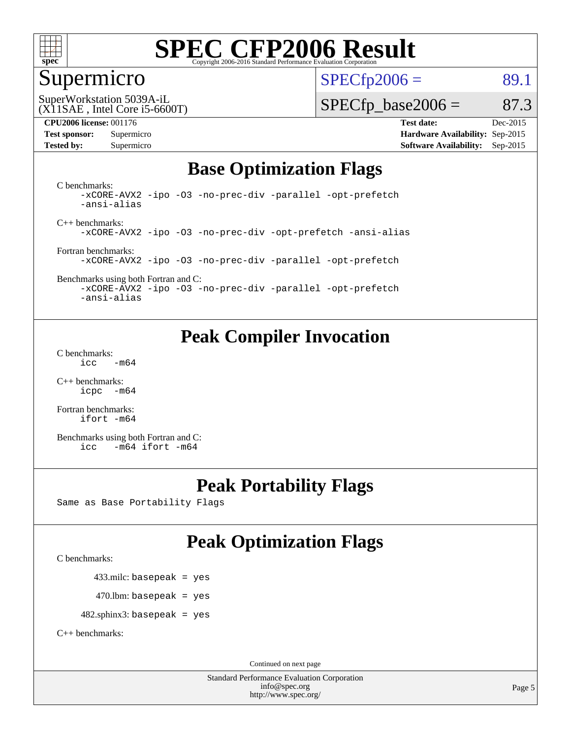# SPEC CFP2006 Result

Copyright 2006-2016 Standard Performance Evaluation Corporation

## Supermicro

SuperWorkstation 5039A-iL
(X11SAE , Intel Core i5-6600T)

SPECfp2006 = 89.1

SPECfp_base2006 = 87.3

**CPU2006 license:** 001176
**Test sponsor:** Supermicro
**Tested by:** Supermicro

**Test date:** Dec-2015
**Hardware Availability:** Sep-2015
**Software Availability:** Sep-2015

## Base Optimization Flags

C benchmarks:
```
-xCORE-AVX2 -ipo -O3 -no-prec-div -parallel -opt-prefetch
-ansi-alias
```

C++ benchmarks:
```
-xCORE-AVX2 -ipo -O3 -no-prec-div -opt-prefetch -ansi-alias
```

Fortran benchmarks:
```
-xCORE-AVX2 -ipo -O3 -no-prec-div -parallel -opt-prefetch
```

Benchmarks using both Fortran and C:
```
-xCORE-AVX2 -ipo -O3 -no-prec-div -parallel -opt-prefetch
-ansi-alias
```

## Peak Compiler Invocation

C benchmarks:
```
icc  -m64
```

C++ benchmarks:
```
icpc  -m64
```

Fortran benchmarks:
```
ifort -m64
```

Benchmarks using both Fortran and C:
```
icc  -m64 ifort -m64
```

## Peak Portability Flags

Same as Base Portability Flags

## Peak Optimization Flags

C benchmarks:

433.milc: basepeak = yes

470.lbm: basepeak = yes

482.sphinx3: basepeak = yes

C++ benchmarks:

Continued on next page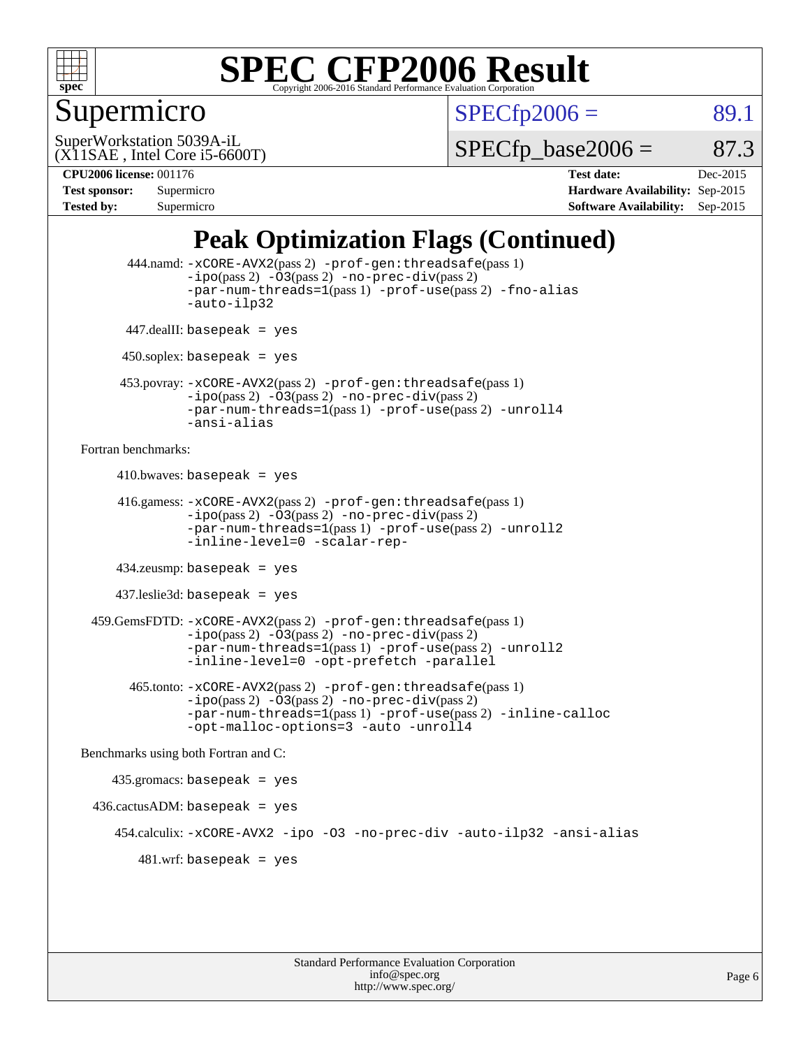# SPEC CFP2006 Result

Copyright 2006-2016 Standard Performance Evaluation Corporation

## Supermicro

SuperWorkstation 5039A-iL
(X11SAE , Intel Core i5-6600T)

SPECfp2006 = 89.1

SPECfp_base2006 = 87.3

**CPU2006 license:** 001176
**Test sponsor:** Supermicro
**Tested by:** Supermicro

**Test date:** Dec-2015
**Hardware Availability:** Sep-2015
**Software Availability:** Sep-2015

## Peak Optimization Flags (Continued)

444.namd: -xCORE-AVX2(pass 2) -prof-gen:threadsafe(pass 1) -ipo(pass 2) -O3(pass 2) -no-prec-div(pass 2) -par-num-threads=1(pass 1) -prof-use(pass 2) -fno-alias -auto-ilp32

447.dealII: basepeak = yes

450.soplex: basepeak = yes

453.povray: -xCORE-AVX2(pass 2) -prof-gen:threadsafe(pass 1) -ipo(pass 2) -O3(pass 2) -no-prec-div(pass 2) -par-num-threads=1(pass 1) -prof-use(pass 2) -unroll4 -ansi-alias

Fortran benchmarks:

410.bwaves: basepeak = yes

416.gamess: -xCORE-AVX2(pass 2) -prof-gen:threadsafe(pass 1) -ipo(pass 2) -O3(pass 2) -no-prec-div(pass 2) -par-num-threads=1(pass 1) -prof-use(pass 2) -unroll2 -inline-level=0 -scalar-rep-

434.zeusmp: basepeak = yes

437.leslie3d: basepeak = yes

459.GemsFDTD: -xCORE-AVX2(pass 2) -prof-gen:threadsafe(pass 1) -ipo(pass 2) -O3(pass 2) -no-prec-div(pass 2) -par-num-threads=1(pass 1) -prof-use(pass 2) -unroll2 -inline-level=0 -opt-prefetch -parallel

465.tonto: -xCORE-AVX2(pass 2) -prof-gen:threadsafe(pass 1) -ipo(pass 2) -O3(pass 2) -no-prec-div(pass 2) -par-num-threads=1(pass 1) -prof-use(pass 2) -inline-calloc -opt-malloc-options=3 -auto -unroll4

Benchmarks using both Fortran and C:

435.gromacs: basepeak = yes

436.cactusADM: basepeak = yes

454.calculix: -xCORE-AVX2 -ipo -O3 -no-prec-div -auto-ilp32 -ansi-alias

481.wrf: basepeak = yes

Standard Performance Evaluation Corporation
info@spec.org
http://www.spec.org/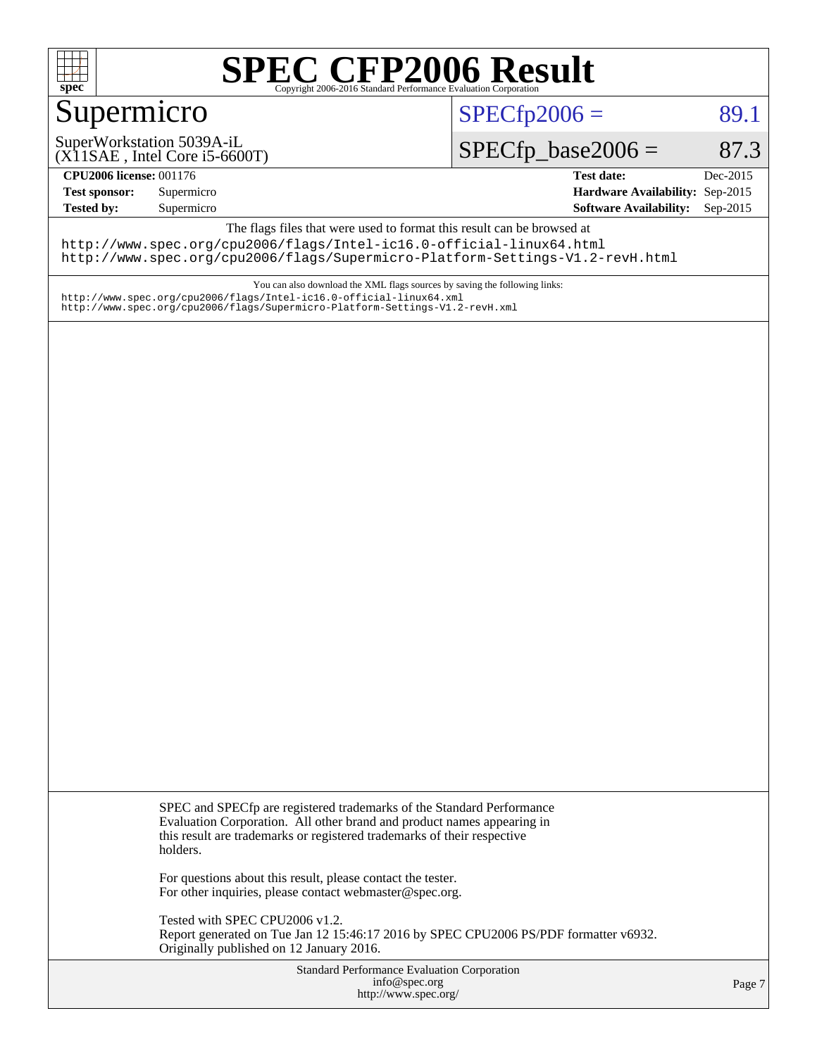# SPEC CFP2006 Result

Copyright 2006-2016 Standard Performance Evaluation Corporation

## Supermicro

SuperWorkstation 5039A-iL
(X11SAE , Intel Core i5-6600T)

SPECfp2006 = 89.1

SPECfp_base2006 = 87.3

| | | | |
|---|---|---|---|
| **CPU2006 license:** | 001176 | **Test date:** | Dec-2015 |
| **Test sponsor:** | Supermicro | **Hardware Availability:** | Sep-2015 |
| **Tested by:** | Supermicro | **Software Availability:** | Sep-2015 |

The flags files that were used to format this result can be browsed at

```
http://www.spec.org/cpu2006/flags/Intel-ic16.0-official-linux64.html
http://www.spec.org/cpu2006/flags/Supermicro-Platform-Settings-V1.2-revH.html
```

You can also download the XML flags sources by saving the following links:

```
http://www.spec.org/cpu2006/flags/Intel-ic16.0-official-linux64.xml
http://www.spec.org/cpu2006/flags/Supermicro-Platform-Settings-V1.2-revH.xml
```

SPEC and SPECfp are registered trademarks of the Standard Performance Evaluation Corporation. All other brand and product names appearing in this result are trademarks or registered trademarks of their respective holders.

For questions about this result, please contact the tester.
For other inquiries, please contact webmaster@spec.org.

Tested with SPEC CPU2006 v1.2.
Report generated on Tue Jan 12 15:46:17 2016 by SPEC CPU2006 PS/PDF formatter v6932.
Originally published on 12 January 2016.

Standard Performance Evaluation Corporation
info@spec.org
http://www.spec.org/